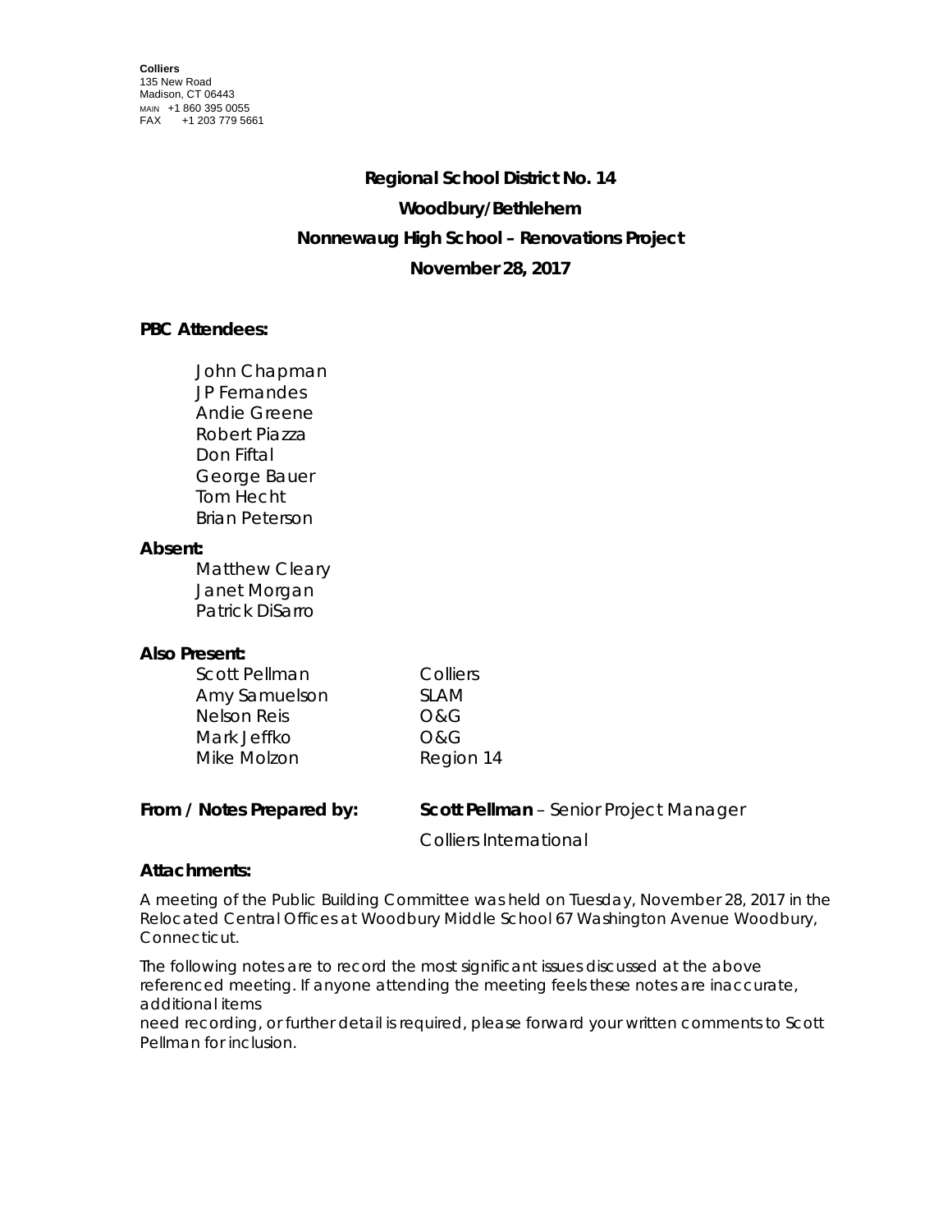**Colliers**
135 New Road
Madison, CT 06443
MAIN +1 860 395 0055
FAX +1 203 779 5661

**Regional School District No. 14**

**Woodbury/Bethlehem**

**Nonnewaug High School – Renovations Project**

**November 28, 2017**

**PBC Attendees:**

John Chapman
JP Fernandes
Andie Greene
Robert Piazza
Don Fiftal
George Bauer
Tom Hecht
Brian Peterson

**Absent:**

Matthew Cleary
Janet Morgan
Patrick DiSarro

**Also Present:**

| | |
|---|---|
| Scott Pellman | Colliers |
| Amy Samuelson | SLAM |
| Nelson Reis | O&G |
| Mark Jeffko | O&G |
| Mike Molzon | Region 14 |

**From / Notes Prepared by:** **Scott Pellman** – Senior Project Manager
Colliers International

**Attachments:**

A meeting of the Public Building Committee was held on Tuesday, November 28, 2017 in the Relocated Central Offices at Woodbury Middle School 67 Washington Avenue Woodbury, Connecticut.

The following notes are to record the most significant issues discussed at the above referenced meeting. If anyone attending the meeting feels these notes are inaccurate, additional items
need recording, or further detail is required, please forward your written comments to Scott Pellman for inclusion.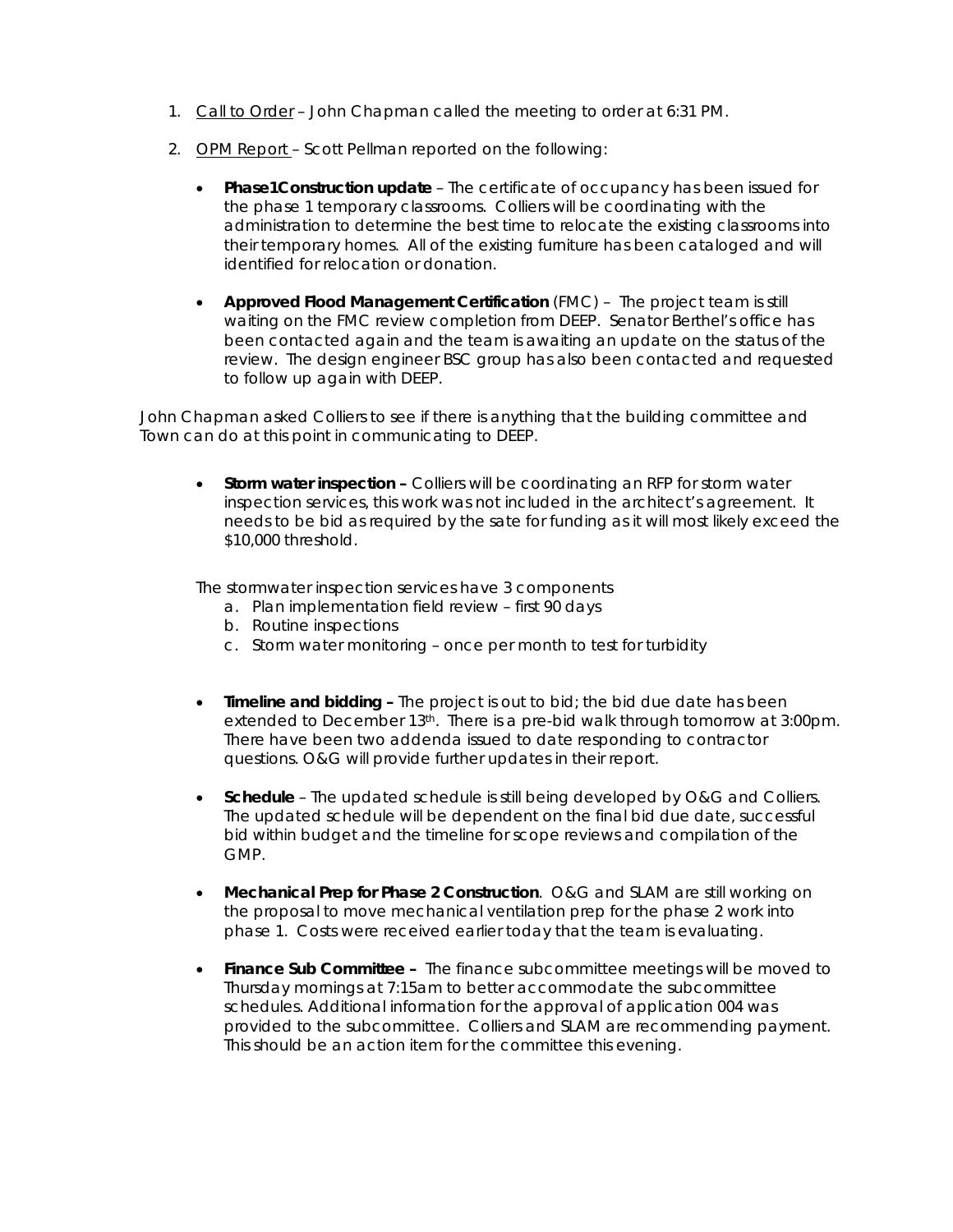1. Call to Order – John Chapman called the meeting to order at 6:31 PM.

2. OPM Report – Scott Pellman reported on the following:

   - **Phase1Construction update** – The certificate of occupancy has been issued for the phase 1 temporary classrooms. Colliers will be coordinating with the administration to determine the best time to relocate the existing classrooms into their temporary homes. All of the existing furniture has been cataloged and will identified for relocation or donation.

   - **Approved Flood Management Certification** (FMC) – The project team is still waiting on the FMC review completion from DEEP. Senator Berthel's office has been contacted again and the team is awaiting an update on the status of the review. The design engineer BSC group has also been contacted and requested to follow up again with DEEP.

John Chapman asked Colliers to see if there is anything that the building committee and Town can do at this point in communicating to DEEP.

   - **Storm water inspection –** Colliers will be coordinating an RFP for storm water inspection services, this work was not included in the architect's agreement. It needs to be bid as required by the sate for funding as it will most likely exceed the $10,000 threshold.

   The stormwater inspection services have 3 components

   a. Plan implementation field review – first 90 days
   b. Routine inspections
   c. Storm water monitoring – once per month to test for turbidity

   - **Timeline and bidding –** The project is out to bid; the bid due date has been extended to December 13th. There is a pre-bid walk through tomorrow at 3:00pm. There have been two addenda issued to date responding to contractor questions. O&G will provide further updates in their report.

   - **Schedule** – The updated schedule is still being developed by O&G and Colliers. The updated schedule will be dependent on the final bid due date, successful bid within budget and the timeline for scope reviews and compilation of the GMP.

   - **Mechanical Prep for Phase 2 Construction**. O&G and SLAM are still working on the proposal to move mechanical ventilation prep for the phase 2 work into phase 1. Costs were received earlier today that the team is evaluating.

   - **Finance Sub Committee –** The finance subcommittee meetings will be moved to Thursday mornings at 7:15am to better accommodate the subcommittee schedules. Additional information for the approval of application 004 was provided to the subcommittee. Colliers and SLAM are recommending payment. This should be an action item for the committee this evening.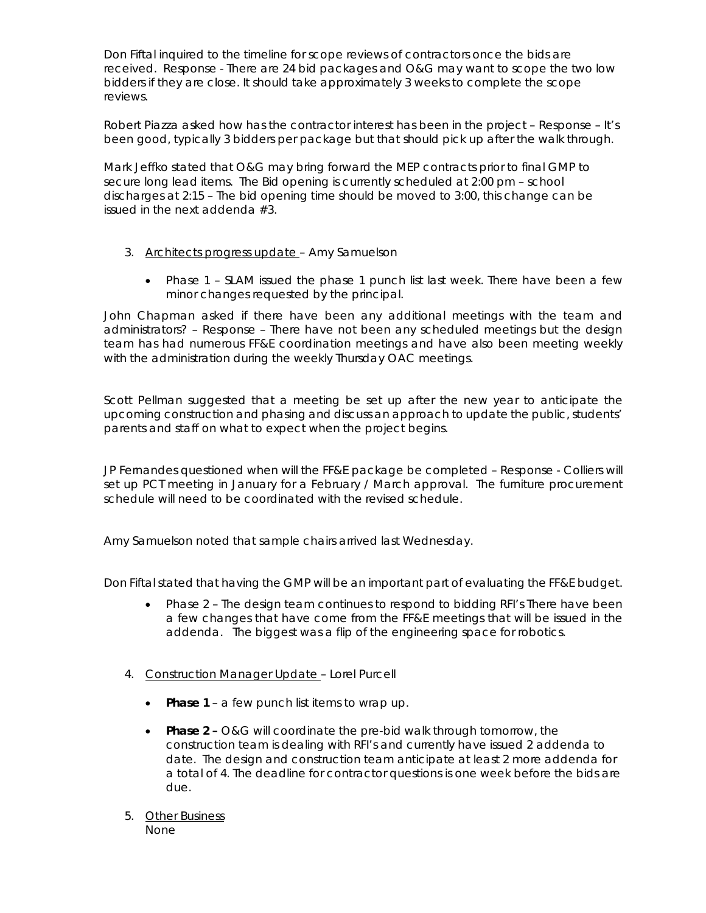Don Fiftal inquired to the timeline for scope reviews of contractors once the bids are received. Response - There are 24 bid packages and O&G may want to scope the two low bidders if they are close. It should take approximately 3 weeks to complete the scope reviews.

Robert Piazza asked how has the contractor interest has been in the project – Response – It's been good, typically 3 bidders per package but that should pick up after the walk through.

Mark Jeffko stated that O&G may bring forward the MEP contracts prior to final GMP to secure long lead items. The Bid opening is currently scheduled at 2:00 pm – school discharges at 2:15 – The bid opening time should be moved to 3:00, this change can be issued in the next addenda #3.

3. <u>Architects progress update</u> – Amy Samuelson

   - Phase 1 – SLAM issued the phase 1 punch list last week. There have been a few minor changes requested by the principal.

John Chapman asked if there have been any additional meetings with the team and administrators? – Response – There have not been any scheduled meetings but the design team has had numerous FF&E coordination meetings and have also been meeting weekly with the administration during the weekly Thursday OAC meetings.

Scott Pellman suggested that a meeting be set up after the new year to anticipate the upcoming construction and phasing and discuss an approach to update the public, students' parents and staff on what to expect when the project begins.

JP Fernandes questioned when will the FF&E package be completed – Response - Colliers will set up PCT meeting in January for a February / March approval. The furniture procurement schedule will need to be coordinated with the revised schedule.

Amy Samuelson noted that sample chairs arrived last Wednesday.

Don Fiftal stated that having the GMP will be an important part of evaluating the FF&E budget.

   - Phase 2 – The design team continues to respond to bidding RFI's There have been a few changes that have come from the FF&E meetings that will be issued in the addenda. The biggest was a flip of the engineering space for robotics.

4. <u>Construction Manager Update</u> – Lorel Purcell

   - **Phase 1** – a few punch list items to wrap up.
   - **Phase 2 –** O&G will coordinate the pre-bid walk through tomorrow, the construction team is dealing with RFI's and currently have issued 2 addenda to date. The design and construction team anticipate at least 2 more addenda for a total of 4. The deadline for contractor questions is one week before the bids are due.

5. <u>Other Business</u>
   None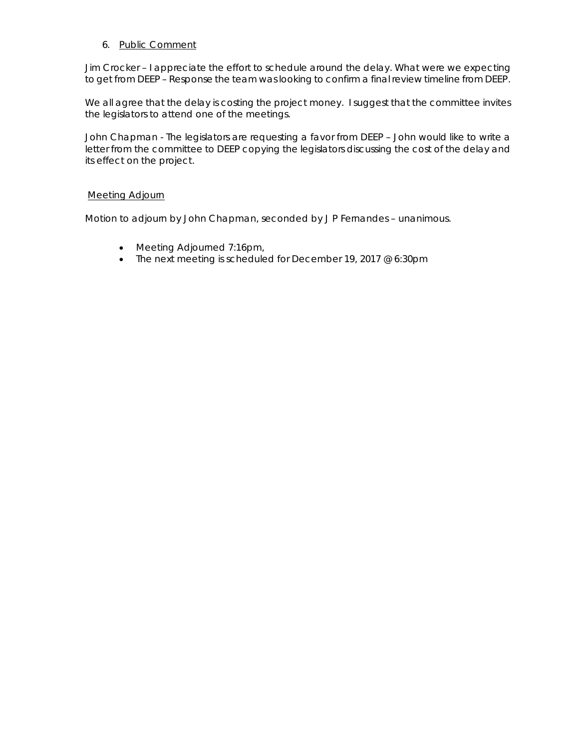6. Public Comment

Jim Crocker – I appreciate the effort to schedule around the delay. What were we expecting to get from DEEP – Response the team was looking to confirm a final review timeline from DEEP.

We all agree that the delay is costing the project money. I suggest that the committee invites the legislators to attend one of the meetings.

John Chapman - The legislators are requesting a favor from DEEP – John would like to write a letter from the committee to DEEP copying the legislators discussing the cost of the delay and its effect on the project.

Meeting Adjourn

Motion to adjourn by John Chapman, seconded by J P Fernandes – unanimous.

- Meeting Adjourned 7:16pm,
- The next meeting is scheduled for December 19, 2017 @ 6:30pm